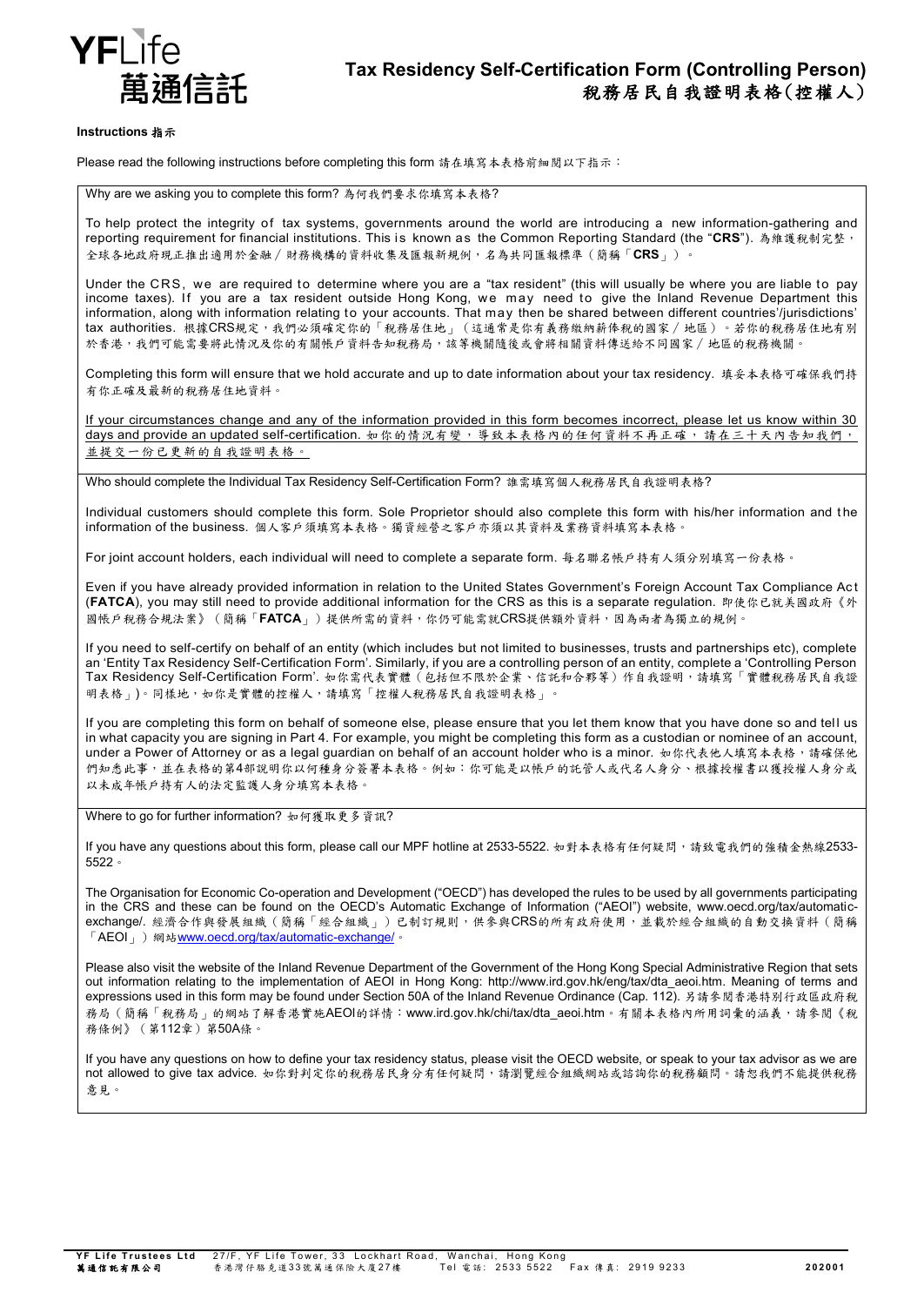# Tax Residency Self-Certification Form (Controlling Person)
# 稅務居民自我證明表格(控權人)

**Instructions 指示**

Please read the following instructions before completing this form 請在填寫本表格前細閱以下指示：

Why are we asking you to complete this form? 為何我們要求你填寫本表格?

To help protect the integrity of tax systems, governments around the world are introducing a new information-gathering and reporting requirement for financial institutions. This is known as the Common Reporting Standard (the "**CRS**"). 為維護稅制完整，全球各地政府現正推出適用於金融／財務機構的資料收集及匯報新規例，名為共同匯報標準（簡稱「**CRS**」）。

Under the CRS, we are required to determine where you are a "tax resident" (this will usually be where you are liable to pay income taxes). If you are a tax resident outside Hong Kong, we may need to give the Inland Revenue Department this information, along with information relating to your accounts. That may then be shared between different countries'/jurisdictions' tax authorities. 根據CRS規定，我們必須確定你的「稅務居住地」（這通常是你有義務繳納薪俸稅的國家／地區）。若你的稅務居住地有別於香港，我們可能需要將此情況及你的有關帳戶資料告知稅務局，該等機關隨後或會將相關資料傳送給不同國家／地區的稅務機關。

Completing this form will ensure that we hold accurate and up to date information about your tax residency. 填妥本表格可確保我們持有你正確及最新的稅務居住地資料。

<u>If your circumstances change and any of the information provided in this form becomes incorrect, please let us know within 30 days and provide an updated self-certification. 如你的情況有變，導致本表格內的任何資料不再正確，請在三十天內告知我們，並提交一份已更新的自我證明表格。</u>

Who should complete the Individual Tax Residency Self-Certification Form? 誰需填寫個人稅務居民自我證明表格?

Individual customers should complete this form. Sole Proprietor should also complete this form with his/her information and the information of the business. 個人客戶須填寫本表格。獨資經營之客戶亦須以其資料及業務資料填寫本表格。

For joint account holders, each individual will need to complete a separate form. 每名聯名帳戶持有人須分別填寫一份表格。

Even if you have already provided information in relation to the United States Government's Foreign Account Tax Compliance Act (**FATCA**), you may still need to provide additional information for the CRS as this is a separate regulation. 即使你已就美國政府《外國帳戶稅務合規法案》（簡稱「**FATCA**」）提供所需的資料，你仍可能需就CRS提供額外資料，因為兩者為獨立的規例。

If you need to self-certify on behalf of an entity (which includes but not limited to businesses, trusts and partnerships etc), complete an 'Entity Tax Residency Self-Certification Form'. Similarly, if you are a controlling person of an entity, complete a 'Controlling Person Tax Residency Self-Certification Form'. 如你需代表實體（包括但不限於企業、信託和合夥等）作自我證明，請填寫「實體稅務居民自我證明表格」)。同樣地，如你是實體的控權人，請填寫「控權人稅務居民自我證明表格」。

If you are completing this form on behalf of someone else, please ensure that you let them know that you have done so and tell us in what capacity you are signing in Part 4. For example, you might be completing this form as a custodian or nominee of an account, under a Power of Attorney or as a legal guardian on behalf of an account holder who is a minor. 如你代表他人填寫本表格，請確保他們知悉此事，並在表格的第4部說明你以何種身分簽署本表格。例如：你可能是以帳戶的託管人或代名人身分、根據授權書以獲授權人身分或以未成年帳戶持有人的法定監護人身分填寫本表格。

Where to go for further information? 如何獲取更多資訊?

If you have any questions about this form, please call our MPF hotline at 2533-5522. 如對本表格有任何疑問，請致電我們的強積金熱線2533-5522。

The Organisation for Economic Co-operation and Development ("OECD") has developed the rules to be used by all governments participating in the CRS and these can be found on the OECD's Automatic Exchange of Information ("AEOI") website, www.oecd.org/tax/automatic-exchange/. 經濟合作與發展組織（簡稱「經合組織」）已制訂規則，供參與CRS的所有政府使用，並載於經合組織的自動交換資料（簡稱「AEOI」）網站www.oecd.org/tax/automatic-exchange/。

Please also visit the website of the Inland Revenue Department of the Government of the Hong Kong Special Administrative Region that sets out information relating to the implementation of AEOI in Hong Kong: http://www.ird.gov.hk/eng/tax/dta_aeoi.htm. Meaning of terms and expressions used in this form may be found under Section 50A of the Inland Revenue Ordinance (Cap. 112). 另請參閱香港特別行政區政府稅務局（簡稱「稅務局」的網站了解香港實施AEOI的詳情：www.ird.gov.hk/chi/tax/dta_aeoi.htm。有關本表格內所用詞彙的涵義，請參閱《稅務條例》（第112章）第50A條。

If you have any questions on how to define your tax residency status, please visit the OECD website, or speak to your tax advisor as we are not allowed to give tax advice. 如你對判定你的稅務居民身分有任何疑問，請瀏覽經合組織網站或諮詢你的稅務顧問。請恕我們不能提供稅務意見。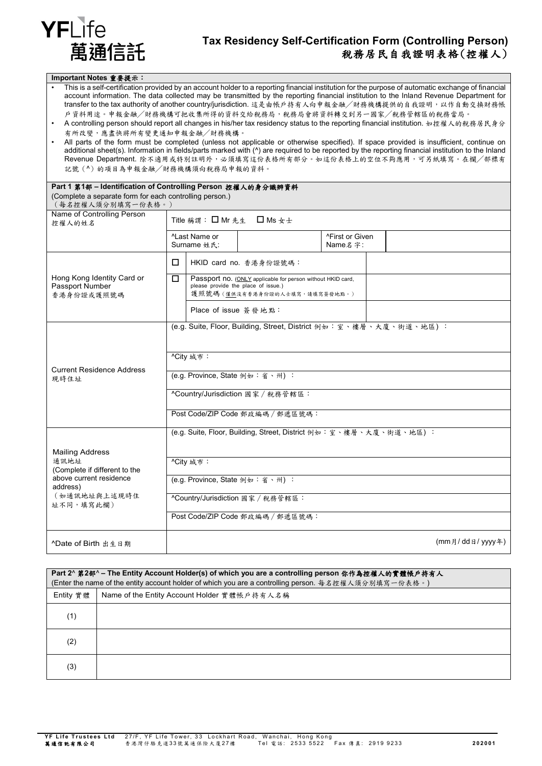YFLife 萬通信託

# Tax Residency Self-Certification Form (Controlling Person) 稅務居民自我證明表格(控權人)

**Important Notes 重要提示：**

- This is a self-certification provided by an account holder to a reporting financial institution for the purpose of automatic exchange of financial account information. The data collected may be transmitted by the reporting financial institution to the Inland Revenue Department for transfer to the tax authority of another country/jurisdiction. 這是由帳戶持有人向申報金融／財務機構提供的自我證明，以作自動交換財務帳戶資料用途。申報金融／財務機構可把收集所得的資料交給稅務局，稅務局會將資料轉交到另一國家／稅務管轄區的稅務當局。
- A controlling person should report all changes in his/her tax residency status to the reporting financial institution. 如控權人的稅務居民身分有所改變，應盡快將所有變更通知申報金融／財務機構。
- All parts of the form must be completed (unless not applicable or otherwise specified). If space provided is insufficient, continue on additional sheet(s). Information in fields/parts marked with (^) are required to be reported by the reporting financial institution to the Inland Revenue Department. 除不適用或特別註明外，必須填寫這份表格所有部分。如這份表格上的空位不夠應用，可另紙填寫。在欄／部標有記號（^）的項目為申報金融／財務機構須向稅務局申報的資料。

**Part 1 第1部 – Identification of Controlling Person 控權人的身分識辨資料**

(Complete a separate form for each controlling person.)
（每名控權人須分別填寫一份表格。）

| | | | | |
|---|---|---|---|---|
| Name of Controlling Person 控權人的姓名 | Title 稱謂：☐ Mr 先生 ☐ Ms 女士 | | | |
| | ^Last Name or Surname 姓氏: | | ^First or Given Name名字: | |
| Hong Kong Identity Card or Passport Number 香港身份證或護照號碼 | ☐ HKID card no. 香港身份證號碼： | | | |
| | ☐ Passport no. (ONLY applicable for person without HKID card, please provide the place of issue.) 護照號碼（僅供沒有香港身份證的人士填寫，請填寫簽發地點。） | | | |
| | Place of issue 簽發地點： | | | |
| Current Residence Address 現時住址 | (e.g. Suite, Floor, Building, Street, District 例如：室、樓層、大廈、街道、地區)： | | | |
| | ^City 城市： | | | |
| | (e.g. Province, State 例如：省、州)： | | | |
| | ^Country/Jurisdiction 國家／稅務管轄區： | | | |
| | Post Code/ZIP Code 郵政編碼／郵遞區號碼： | | | |
| Mailing Address 通訊地址 (Complete if different to the above current residence address) （如通訊地址與上述現時住址不同，填寫此欄） | (e.g. Suite, Floor, Building, Street, District 例如：室、樓層、大廈、街道、地區)： | | | |
| | ^City 城市： | | | |
| | (e.g. Province, State 例如：省、州)： | | | |
| | ^Country/Jurisdiction 國家／稅務管轄區： | | | |
| | Post Code/ZIP Code 郵政編碼／郵遞區號碼： | | | |
| ^Date of Birth 出生日期 | (mm月/ dd日/ yyyy年) | | | |

**Part 2^ 第2部^ – The Entity Account Holder(s) of which you are a controlling person 你作為控權人的實體帳戶持有人**

(Enter the name of the entity account holder of which you are a controlling person. 每名控權人須分別填寫一份表格。)

| Entity 實體 | Name of the Entity Account Holder 實體帳戶持有人名稱 |
|---|---|
| (1) | |
| (2) | |
| (3) | |

**YF Life Trustees Ltd** 27/F, YF Life Tower, 33 Lockhart Road, Wanchai, Hong Kong Tel 電話: 2533 5522 Fax 傳真: 2919 9233
**萬通信託有限公司** 香港灣仔駱克道33號萬通保險大廈27樓

202001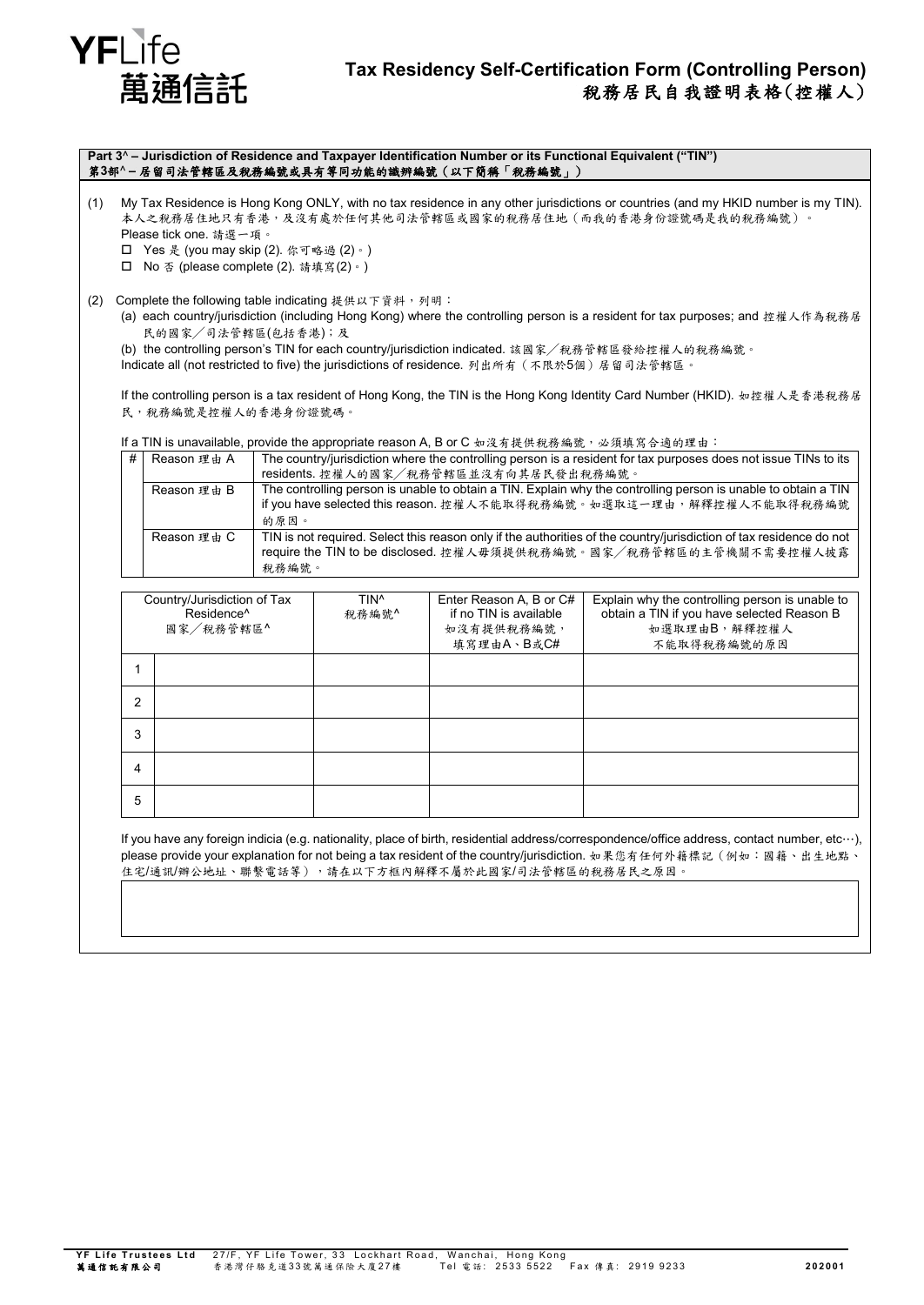**YFLife 萬通信託**

# Tax Residency Self-Certification Form (Controlling Person)
# 稅務居民自我證明表格(控權人)

## Part 3^ – Jurisdiction of Residence and Taxpayer Identification Number or its Functional Equivalent ("TIN")
## 第3部^ – 居留司法管轄區及稅務編號或具有等同功能的識辨編號（以下簡稱「稅務編號」）

(1) My Tax Residence is Hong Kong ONLY, with no tax residence in any other jurisdictions or countries (and my HKID number is my TIN).
本人之稅務居住地只有香港，及沒有處於任何其他司法管轄區或國家的稅務居住地（而我的香港身份證號碼是我的稅務編號）。
Please tick one. 請選一項。
- ☐ Yes 是 (you may skip (2). 你可略過 (2)。)
- ☐ No 否 (please complete (2). 請填寫(2)。)

(2) Complete the following table indicating 提供以下資料，列明：
(a) each country/jurisdiction (including Hong Kong) where the controlling person is a resident for tax purposes; and 控權人作為稅務居民的國家／司法管轄區(包括香港)；及
(b) the controlling person's TIN for each country/jurisdiction indicated. 該國家／稅務管轄區發給控權人的稅務編號。
Indicate all (not restricted to five) the jurisdictions of residence. 列出所有（不限於5個）居留司法管轄區。

If the controlling person is a tax resident of Hong Kong, the TIN is the Hong Kong Identity Card Number (HKID). 如控權人是香港稅務居民，稅務編號是控權人的香港身份證號碼。

If a TIN is unavailable, provide the appropriate reason A, B or C 如沒有提供稅務編號，必須填寫合適的理由：

| # | | |
|---|---|---|
| | Reason 理由 A | The country/jurisdiction where the controlling person is a resident for tax purposes does not issue TINs to its residents. 控權人的國家／稅務管轄區並沒有向其居民發出稅務編號。 |
| | Reason 理由 B | The controlling person is unable to obtain a TIN. Explain why the controlling person is unable to obtain a TIN if you have selected this reason. 控權人不能取得稅務編號。如選取這一理由，解釋控權人不能取得稅務編號的原因。 |
| | Reason 理由 C | TIN is not required. Select this reason only if the authorities of the country/jurisdiction of tax residence do not require the TIN to be disclosed. 控權人毋須提供稅務編號。國家／稅務管轄區的主管機關不需要控權人披露稅務編號。 |

| | Country/Jurisdiction of Tax Residence^ 國家／稅務管轄區^ | TIN^ 稅務編號^ | Enter Reason A, B or C# if no TIN is available 如沒有提供稅務編號，填寫理由A、B或C# | Explain why the controlling person is unable to obtain a TIN if you have selected Reason B 如選取理由B，解釋控權人不能取得稅務編號的原因 |
|---|---|---|---|---|
| 1 | | | | |
| 2 | | | | |
| 3 | | | | |
| 4 | | | | |
| 5 | | | | |

If you have any foreign indicia (e.g. nationality, place of birth, residential address/correspondence/office address, contact number, etc…), please provide your explanation for not being a tax resident of the country/jurisdiction. 如果您有任何外籍標記（例如：國籍、出生地點、住宅/通訊/辦公地址、聯繫電話等），請在以下方框內解釋不屬於此國家/司法管轄區的稅務居民之原因。

| |
|---|
| |

**YF Life Trustees Ltd 萬通信託有限公司** 27/F, YF Life Tower, 33 Lockhart Road, Wanchai, Hong Kong 香港灣仔駱克道33號萬通保險大廈27樓 Tel 電話: 2533 5522 Fax 傳真: 2919 9233 **202001**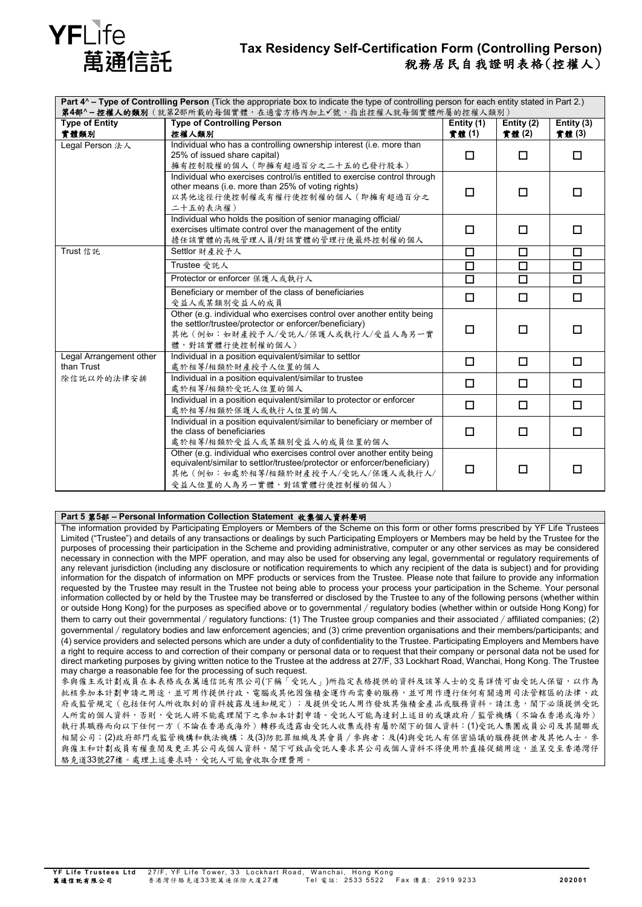# Tax Residency Self-Certification Form (Controlling Person)
# 稅務居民自我證明表格(控權人)

**Part 4^ – Type of Controlling Person** (Tick the appropriate box to indicate the type of controlling person for each entity stated in Part 2.)
**第4部^ – 控權人的類別**（就第2部所載的每個實體，在適當方格內加上✓號，指出控權人就每個實體所屬的控權人類別）

| Type of Entity 實體類別 | Type of Controlling Person 控權人類別 | Entity (1) 實體 (1) | Entity (2) 實體 (2) | Entity (3) 實體 (3) |
|---|---|---|---|---|
| Legal Person 法人 | Individual who has a controlling ownership interest (i.e. more than 25% of issued share capital) 擁有控制股權的個人（即擁有超過百分之二十五的已發行股本） | ☐ | ☐ | ☐ |
| | Individual who exercises control/is entitled to exercise control through other means (i.e. more than 25% of voting rights) 以其他途徑行使控制權或有權行使控制權的個人（即擁有超過百分之二十五的表決權） | ☐ | ☐ | ☐ |
| | Individual who holds the position of senior managing official/ exercises ultimate control over the management of the entity 擔任該實體的高級管理人員/對該實體的管理行使最終控制權的個人 | ☐ | ☐ | ☐ |
| Trust 信託 | Settlor 財產授予人 | ☐ | ☐ | ☐ |
| | Trustee 受託人 | ☐ | ☐ | ☐ |
| | Protector or enforcer 保護人或執行人 | ☐ | ☐ | ☐ |
| | Beneficiary or member of the class of beneficiaries 受益人或某類別受益人的成員 | ☐ | ☐ | ☐ |
| | Other (e.g. individual who exercises control over another entity being the settlor/trustee/protector or enforcer/beneficiary) 其他（例如：如財產授予人/受託人/保護人或執行人/受益人為另一實體，對該實體行使控制權的個人） | ☐ | ☐ | ☐ |
| Legal Arrangement other than Trust 除信託以外的法律安排 | Individual in a position equivalent/similar to settlor 處於相等/相類於財產授予人位置的個人 | ☐ | ☐ | ☐ |
| | Individual in a position equivalent/similar to trustee 處於相等/相類於受託人位置的個人 | ☐ | ☐ | ☐ |
| | Individual in a position equivalent/similar to protector or enforcer 處於相等/相類於保護人或執行人位置的個人 | ☐ | ☐ | ☐ |
| | Individual in a position equivalent/similar to beneficiary or member of the class of beneficiaries 處於相等/相類於受益人或某類別受益人的成員位置的個人 | ☐ | ☐ | ☐ |
| | Other (e.g. individual who exercises control over another entity being equivalent/similar to settlor/trustee/protector or enforcer/beneficiary) 其他（例如：如處於相等/相類於財產授予人/受託人/保護人或執行人/受益人位置的人為另一實體，對該實體行使控制權的個人） | ☐ | ☐ | ☐ |

**Part 5 第5部 – Personal Information Collection Statement 收集個人資料聲明**

The information provided by Participating Employers or Members of the Scheme on this form or other forms prescribed by YF Life Trustees Limited ("Trustee") and details of any transactions or dealings by such Participating Employers or Members may be held by the Trustee for the purposes of processing their participation in the Scheme and providing administrative, computer or any other services as may be considered necessary in connection with the MPF operation, and may also be used for observing any legal, governmental or regulatory requirements of any relevant jurisdiction (including any disclosure or notification requirements to which any recipient of the data is subject) and for providing information for the dispatch of information on MPF products or services from the Trustee. Please note that failure to provide any information requested by the Trustee may result in the Trustee not being able to process your process your participation in the Scheme. Your personal information collected by or held by the Trustee may be transferred or disclosed by the Trustee to any of the following persons (whether within or outside Hong Kong) for the purposes as specified above or to governmental / regulatory bodies (whether within or outside Hong Kong) for them to carry out their governmental / regulatory functions: (1) The Trustee group companies and their associated / affiliated companies; (2) governmental / regulatory bodies and law enforcement agencies; and (3) crime prevention organisations and their members/participants; and (4) service providers and selected persons which are under a duty of confidentiality to the Trustee. Participating Employers and Members have a right to require access to and correction of their company or personal data or to request that their company or personal data not be used for direct marketing purposes by giving written notice to the Trustee at the address at 27/F, 33 Lockhart Road, Wanchai, Hong Kong. The Trustee may charge a reasonable fee for the processing of such request.

參與僱主或計劃成員在本表格或在萬通信託有限公司(下稱「受託人」)所指定表格提供的資料及該等人士的交易詳情可由受託人保留，以作為批核參加本計劃申請之用途，並可用作提供行政、電腦或其他因強積金運作而需要的服務，並可用作遵行任何有關適用司法管轄區的法律、政府或監管規定（包括任何人所收取到的資料披露及通知規定）；及提供受託人用作發放其強積金產品或服務資料。請注意，閣下必須提供受託人所需的個人資料，否則，受託人將不能處理閣下之參加本計劃申請。受託人可能為達到上述目的或讓政府／監管機構（不論在香港或海外）執行其職務而向以下任何一方（不論在香港或海外）轉移或透露由受託人收集或持有屬於閣下的個人資料：(1)受託人集團成員公司及其關聯或相關公司；(2)政府部門或監管機構和執法機構；及(3)防犯罪組織及其會員／參與者；及(4)與受託人有保密協議的服務提供者及其他人士。參與僱主和計劃成員有權查閱及更正其公司或個人資料，閣下可致函受託人要求其公司或個人資料不得使用於直接促銷用途，並呈交至香港灣仔駱克道33號27樓。處理上述要求時，受託人可能會收取合理費用。

**YF Life Trustees Ltd 萬通信託有限公司** 27/F, YF Life Tower, 33 Lockhart Road, Wanchai, Hong Kong 香港灣仔駱克道33號萬通保險大廈27樓 Tel 電話: 2533 5522 Fax 傳真: 2919 9233 **202001**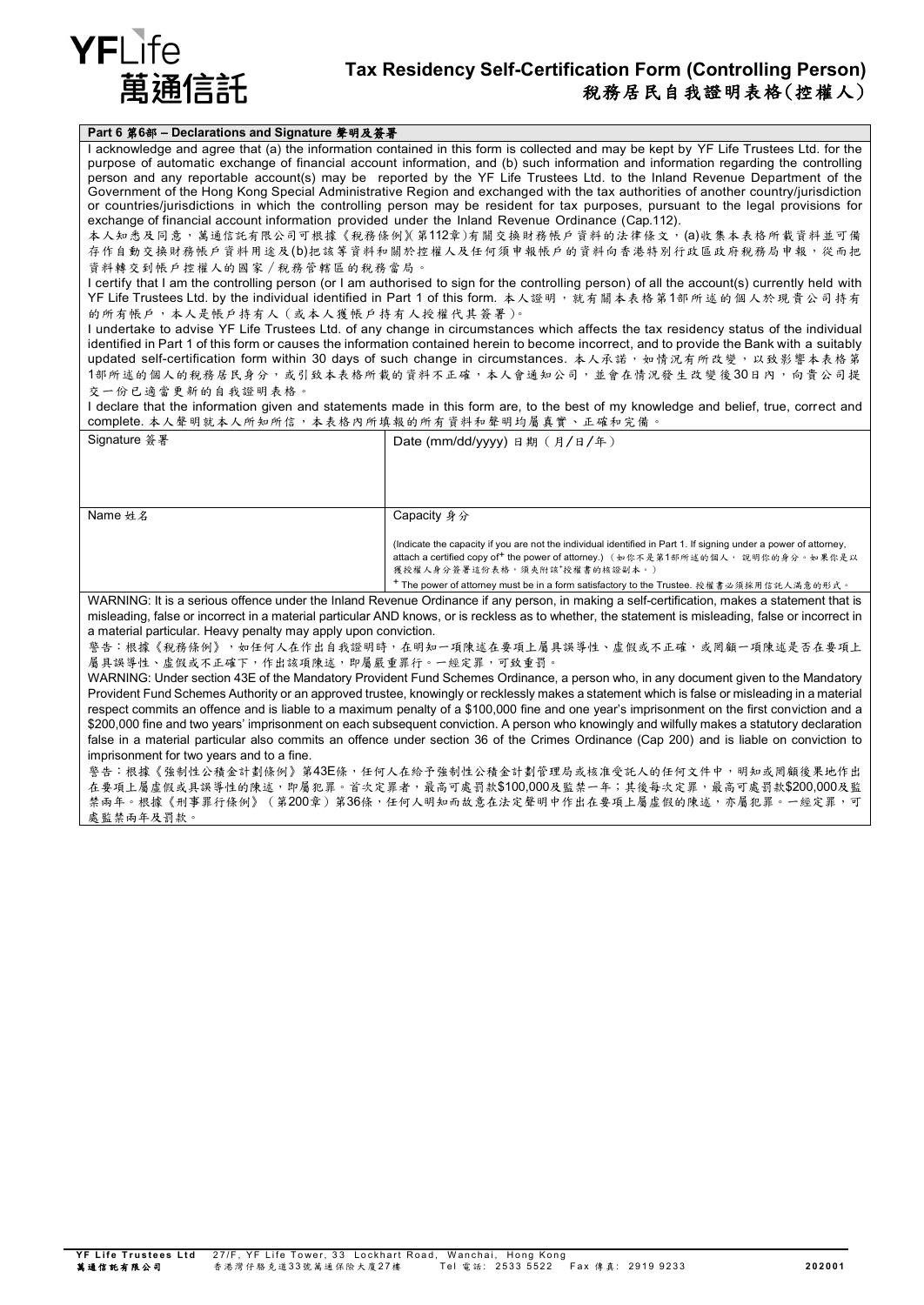YFLife 萬通信託

# Tax Residency Self-Certification Form (Controlling Person) 稅務居民自我證明表格(控權人)

## Part 6 第6部 – Declarations and Signature 聲明及簽署

I acknowledge and agree that (a) the information contained in this form is collected and may be kept by YF Life Trustees Ltd. for the purpose of automatic exchange of financial account information, and (b) such information and information regarding the controlling person and any reportable account(s) may be reported by the YF Life Trustees Ltd. to the Inland Revenue Department of the Government of the Hong Kong Special Administrative Region and exchanged with the tax authorities of another country/jurisdiction or countries/jurisdictions in which the controlling person may be resident for tax purposes, pursuant to the legal provisions for exchange of financial account information provided under the Inland Revenue Ordinance (Cap.112).

本人知悉及同意，萬通信託有限公司可根據《稅務條例》(第112章)有關交換財務帳戶資料的法律條文，(a)收集本表格所載資料並可備存作自動交換財務帳戶資料用途及(b)把該等資料和關於控權人及任何須申報帳戶的資料向香港特別行政區政府稅務局申報，從而把資料轉交到帳戶控權人的國家／稅務管轄區的稅務當局。

I certify that I am the controlling person (or I am authorised to sign for the controlling person) of all the account(s) currently held with YF Life Trustees Ltd. by the individual identified in Part 1 of this form. 本人證明，就有關本表格第1部所述的個人於現貴公司持有的所有帳戶，本人是帳戶持有人（或本人獲帳戶持有人授權代其簽署）。

I undertake to advise YF Life Trustees Ltd. of any change in circumstances which affects the tax residency status of the individual identified in Part 1 of this form or causes the information contained herein to become incorrect, and to provide the Bank with a suitably updated self-certification form within 30 days of such change in circumstances. 本人承諾，如情況有所改變，以致影響本表格第1部所述的個人的稅務居民身分，或引致本表格所載的資料不正確，本人會通知公司，並會在情況發生改變後30日內，向貴公司提交一份已適當更新的自我證明表格。

I declare that the information given and statements made in this form are, to the best of my knowledge and belief, true, correct and complete. 本人聲明就本人所知所信，本表格內所填報的所有資料和聲明均屬真實、正確和完備。

| | |
|---|---|
| Signature 簽署 | Date (mm/dd/yyyy) 日期（月/日/年） |
| Name 姓名 | Capacity 身分<br><br>(Indicate the capacity if you are not the individual identified in Part 1. If signing under a power of attorney, attach a certified copy of⁺ the power of attorney.)（如你不是第1部所述的個人，說明你的身分。如果你是以獲授權人身分簽署這份表格，須夾附該⁺授權書的核證副本。）<br><br>⁺ The power of attorney must be in a form satisfactory to the Trustee. 授權書必須採用信託人滿意的形式。 |

WARNING: It is a serious offence under the Inland Revenue Ordinance if any person, in making a self-certification, makes a statement that is misleading, false or incorrect in a material particular AND knows, or is reckless as to whether, the statement is misleading, false or incorrect in a material particular. Heavy penalty may apply upon conviction.

警告：根據《稅務條例》，如任何人在作出自我證明時，在明知一項陳述在要項上屬具誤導性、虛假或不正確，或罔顧一項陳述是否在要項上屬具誤導性、虛假或不正確下，作出該項陳述，即屬嚴重罪行。一經定罪，可致重罰。

WARNING: Under section 43E of the Mandatory Provident Fund Schemes Ordinance, a person who, in any document given to the Mandatory Provident Fund Schemes Authority or an approved trustee, knowingly or recklessly makes a statement which is false or misleading in a material respect commits an offence and is liable to a maximum penalty of a $100,000 fine and one year's imprisonment on the first conviction and a $200,000 fine and two years' imprisonment on each subsequent conviction. A person who knowingly and wilfully makes a statutory declaration false in a material particular also commits an offence under section 36 of the Crimes Ordinance (Cap 200) and is liable on conviction to imprisonment for two years and to a fine.

警告：根據《強制性公積金計劃條例》第43E條，任何人在給予強制性公積金計劃管理局或核准受託人的任何文件中，明知或罔顧後果地作出在要項上屬虛假或具誤導性的陳述，即屬犯罪。首次定罪者，最高可處罰款$100,000及監禁一年；其後每次定罪，最高可處罰款$200,000及監禁兩年。根據《刑事罪行條例》（第200章）第36條，任何人明知而故意在法定聲明中作出在要項上屬虛假的陳述，亦屬犯罪。一經定罪，可處監禁兩年及罰款。

**YF Life Trustees Ltd** 27/F, YF Life Tower, 33 Lockhart Road, Wanchai, Hong Kong
**萬通信託有限公司** 香港灣仔駱克道33號萬通保險大廈27樓 Tel 電話: 2533 5522 Fax 傳真: 2919 9233 **202001**